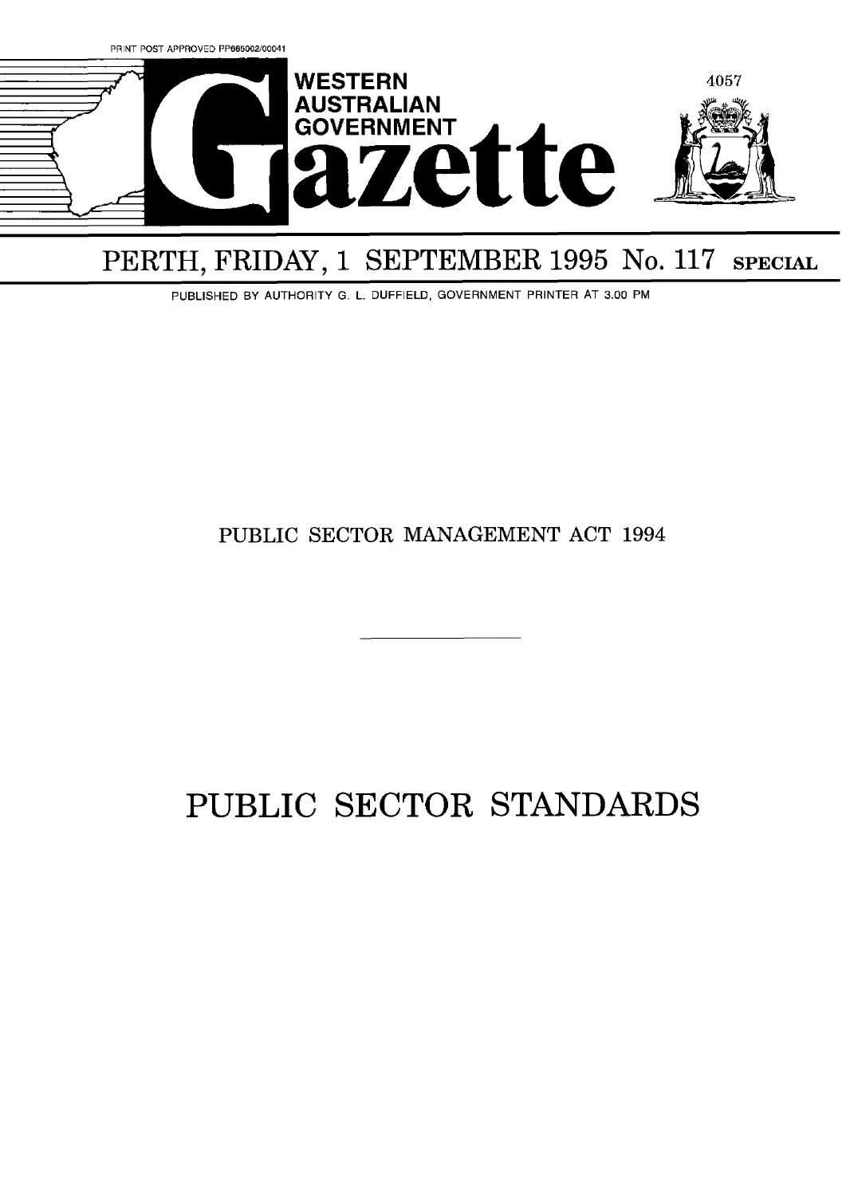PRINT POST APPROVED PP665002/00041

# WESTERN AUSTRALIAN GOVERNMENT Gazette

PERTH, FRIDAY, 1 SEPTEMBER 1995 No. 117 **SPECIAL**

PUBLISHED BY AUTHORITY G. L. DUFFIELD, GOVERNMENT PRINTER AT 3.00 PM

PUBLIC SECTOR MANAGEMENT ACT 1994

---

# PUBLIC SECTOR STANDARDS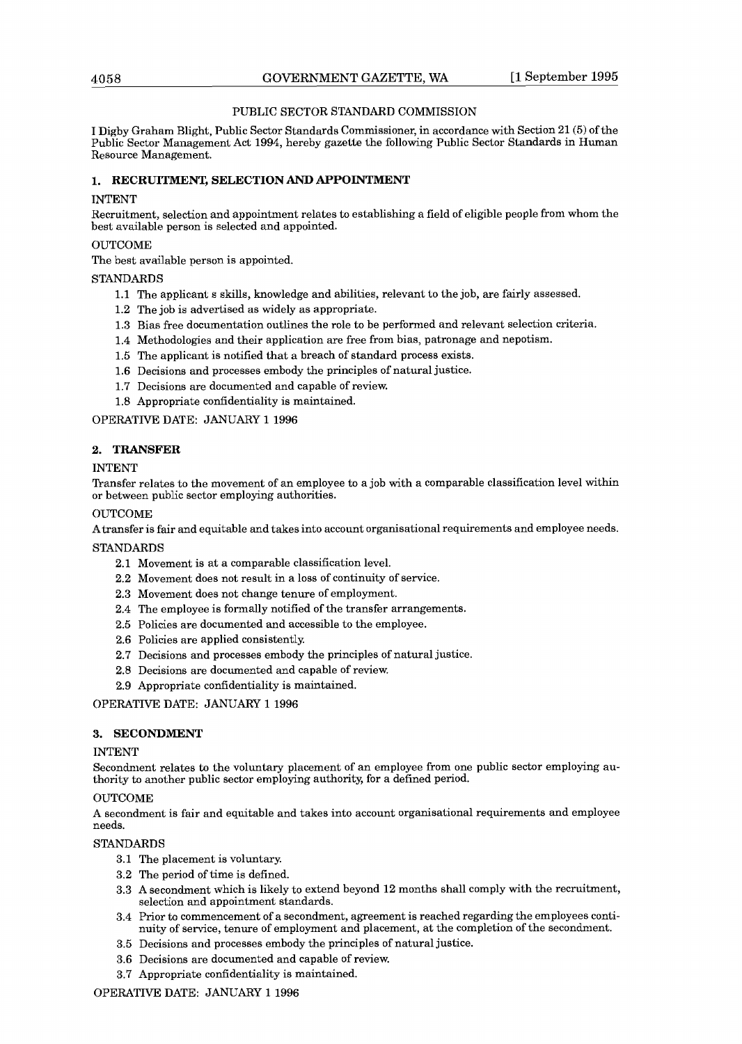PUBLIC SECTOR STANDARD COMMISSION

I Digby Graham Blight, Public Sector Standards Commissioner, in accordance with Section 21 (5) of the Public Sector Management Act 1994, hereby gazette the following Public Sector Standards in Human Resource Management.

## 1. RECRUITMENT, SELECTION AND APPOINTMENT

INTENT

Recruitment, selection and appointment relates to establishing a field of eligible people from whom the best available person is selected and appointed.

OUTCOME

The best available person is appointed.

STANDARDS

- 1.1 The applicant s skills, knowledge and abilities, relevant to the job, are fairly assessed.
- 1.2 The job is advertised as widely as appropriate.
- 1.3 Bias free documentation outlines the role to be performed and relevant selection criteria.
- 1.4 Methodologies and their application are free from bias, patronage and nepotism.
- 1.5 The applicant is notified that a breach of standard process exists.
- 1.6 Decisions and processes embody the principles of natural justice.
- 1.7 Decisions are documented and capable of review.
- 1.8 Appropriate confidentiality is maintained.

OPERATIVE DATE: JANUARY 1 1996

## 2. TRANSFER

INTENT

Transfer relates to the movement of an employee to a job with a comparable classification level within or between public sector employing authorities.

OUTCOME

A transfer is fair and equitable and takes into account organisational requirements and employee needs.

STANDARDS

- 2.1 Movement is at a comparable classification level.
- 2.2 Movement does not result in a loss of continuity of service.
- 2.3 Movement does not change tenure of employment.
- 2.4 The employee is formally notified of the transfer arrangements.
- 2.5 Policies are documented and accessible to the employee.
- 2.6 Policies are applied consistently.
- 2.7 Decisions and processes embody the principles of natural justice.
- 2.8 Decisions are documented and capable of review.
- 2.9 Appropriate confidentiality is maintained.

OPERATIVE DATE: JANUARY 1 1996

## 3. SECONDMENT

INTENT

Secondment relates to the voluntary placement of an employee from one public sector employing authority to another public sector employing authority, for a defined period.

OUTCOME

A secondment is fair and equitable and takes into account organisational requirements and employee needs.

STANDARDS

- 3.1 The placement is voluntary.
- 3.2 The period of time is defined.
- 3.3 A secondment which is likely to extend beyond 12 months shall comply with the recruitment, selection and appointment standards.
- 3.4 Prior to commencement of a secondment, agreement is reached regarding the employees continuity of service, tenure of employment and placement, at the completion of the secondment.
- 3.5 Decisions and processes embody the principles of natural justice.
- 3.6 Decisions are documented and capable of review.
- 3.7 Appropriate confidentiality is maintained.

OPERATIVE DATE: JANUARY 1 1996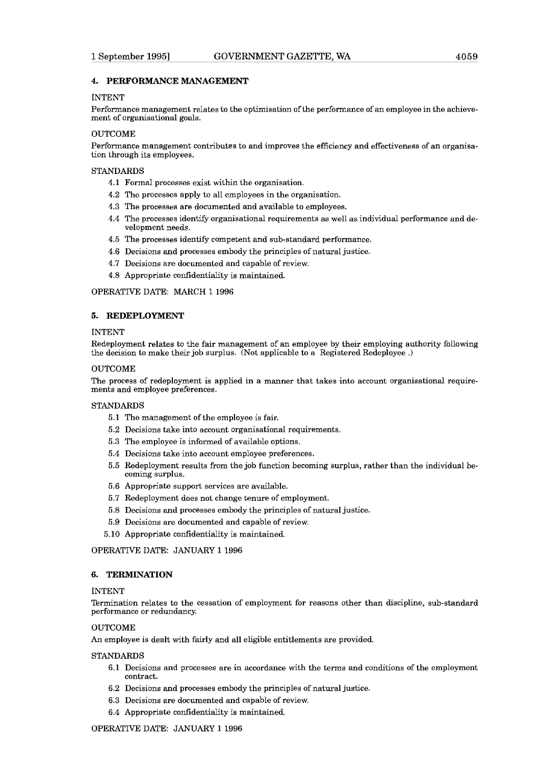## 4. PERFORMANCE MANAGEMENT

INTENT

Performance management relates to the optimisation of the performance of an employee in the achievement of organisational goals.

OUTCOME

Performance management contributes to and improves the efficiency and effectiveness of an organisation through its employees.

STANDARDS

- 4.1 Formal processes exist within the organisation.
- 4.2 The processes apply to all employees in the organisation.
- 4.3 The processes are documented and available to employees.
- 4.4 The processes identify organisational requirements as well as individual performance and development needs.
- 4.5 The processes identify competent and sub-standard performance.
- 4.6 Decisions and processes embody the principles of natural justice.
- 4.7 Decisions are documented and capable of review.
- 4.8 Appropriate confidentiality is maintained.

OPERATIVE DATE: MARCH 1 1996

## 5. REDEPLOYMENT

INTENT

Redeployment relates to the fair management of an employee by their employing authority following the decision to make their job surplus. (Not applicable to a Registered Redeployee .)

OUTCOME

The process of redeployment is applied in a manner that takes into account organisational requirements and employee preferences.

STANDARDS

- 5.1 The management of the employee is fair.
- 5.2 Decisions take into account organisational requirements.
- 5.3 The employee is informed of available options.
- 5.4 Decisions take into account employee preferences.
- 5.5 Redeployment results from the job function becoming surplus, rather than the individual becoming surplus.
- 5.6 Appropriate support services are available.
- 5.7 Redeployment does not change tenure of employment.
- 5.8 Decisions and processes embody the principles of natural justice.
- 5.9 Decisions are documented and capable of review.
- 5.10 Appropriate confidentiality is maintained.

OPERATIVE DATE: JANUARY 1 1996

## 6. TERMINATION

INTENT

Termination relates to the cessation of employment for reasons other than discipline, sub-standard performance or redundancy.

OUTCOME

An employee is dealt with fairly and all eligible entitlements are provided.

STANDARDS

- 6.1 Decisions and processes are in accordance with the terms and conditions of the employment contract.
- 6.2 Decisions and processes embody the principles of natural justice.
- 6.3 Decisions are documented and capable of review.
- 6.4 Appropriate confidentiality is maintained.

OPERATIVE DATE: JANUARY 1 1996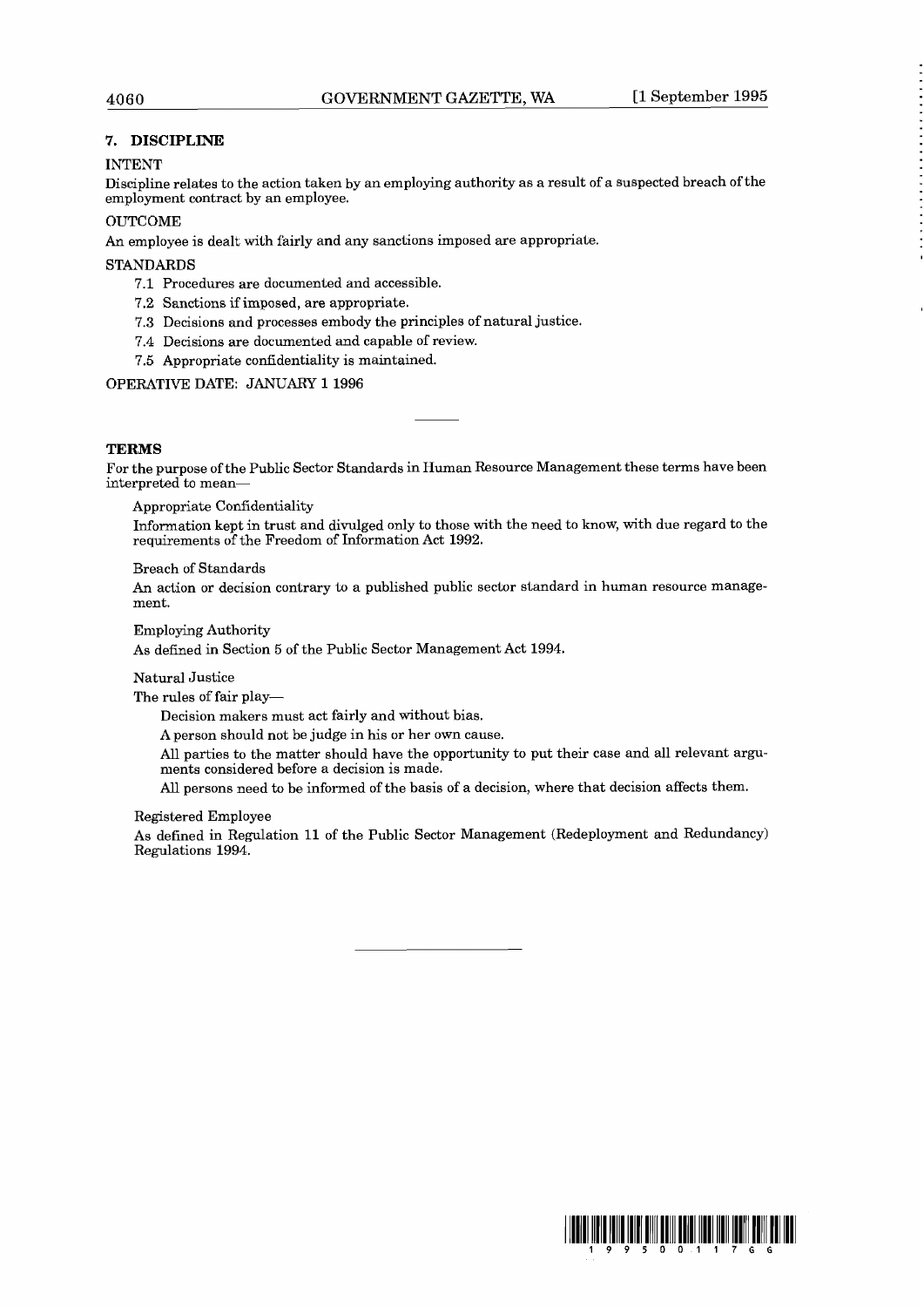## 7. DISCIPLINE

INTENT

Discipline relates to the action taken by an employing authority as a result of a suspected breach of the employment contract by an employee.

OUTCOME

An employee is dealt with fairly and any sanctions imposed are appropriate.

STANDARDS

- 7.1 Procedures are documented and accessible.
- 7.2 Sanctions if imposed, are appropriate.
- 7.3 Decisions and processes embody the principles of natural justice.
- 7.4 Decisions are documented and capable of review.
- 7.5 Appropriate confidentiality is maintained.

OPERATIVE DATE: JANUARY 1 1996

---

## TERMS

For the purpose of the Public Sector Standards in Human Resource Management these terms have been interpreted to mean—

Appropriate Confidentiality

Information kept in trust and divulged only to those with the need to know, with due regard to the requirements of the Freedom of Information Act 1992.

Breach of Standards

An action or decision contrary to a published public sector standard in human resource management.

Employing Authority

As defined in Section 5 of the Public Sector Management Act 1994.

Natural Justice

The rules of fair play—

Decision makers must act fairly and without bias.

A person should not be judge in his or her own cause.

All parties to the matter should have the opportunity to put their case and all relevant arguments considered before a decision is made.

All persons need to be informed of the basis of a decision, where that decision affects them.

Registered Employee

As defined in Regulation 11 of the Public Sector Management (Redeployment and Redundancy) Regulations 1994.

---